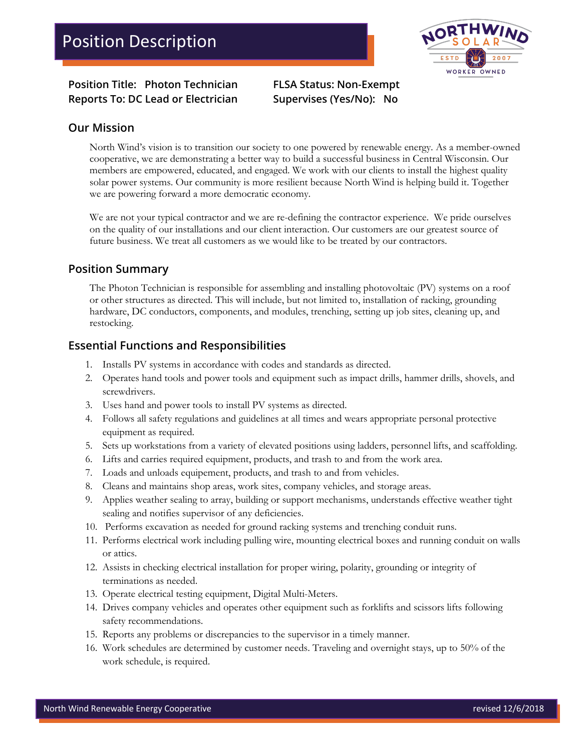# Position Description

**Position Title: Photon Technician** | **FLSA Status: Non-Exempt**
**Reports To: DC Lead or Electrician** | **Supervises (Yes/No): No**

## Our Mission

North Wind's vision is to transition our society to one powered by renewable energy. As a member-owned cooperative, we are demonstrating a better way to build a successful business in Central Wisconsin. Our members are empowered, educated, and engaged. We work with our clients to install the highest quality solar power systems. Our community is more resilient because North Wind is helping build it. Together we are powering forward a more democratic economy.

We are not your typical contractor and we are re-defining the contractor experience. We pride ourselves on the quality of our installations and our client interaction. Our customers are our greatest source of future business. We treat all customers as we would like to be treated by our contractors.

## Position Summary

The Photon Technician is responsible for assembling and installing photovoltaic (PV) systems on a roof or other structures as directed. This will include, but not limited to, installation of racking, grounding hardware, DC conductors, components, and modules, trenching, setting up job sites, cleaning up, and restocking.

## Essential Functions and Responsibilities

1. Installs PV systems in accordance with codes and standards as directed.
2. Operates hand tools and power tools and equipment such as impact drills, hammer drills, shovels, and screwdrivers.
3. Uses hand and power tools to install PV systems as directed.
4. Follows all safety regulations and guidelines at all times and wears appropriate personal protective equipment as required.
5. Sets up workstations from a variety of elevated positions using ladders, personnel lifts, and scaffolding.
6. Lifts and carries required equipment, products, and trash to and from the work area.
7. Loads and unloads equipement, products, and trash to and from vehicles.
8. Cleans and maintains shop areas, work sites, company vehicles, and storage areas.
9. Applies weather sealing to array, building or support mechanisms, understands effective weather tight sealing and notifies supervisor of any deficiencies.
10. Performs excavation as needed for ground racking systems and trenching conduit runs.
11. Performs electrical work including pulling wire, mounting electrical boxes and running conduit on walls or attics.
12. Assists in checking electrical installation for proper wiring, polarity, grounding or integrity of terminations as needed.
13. Operate electrical testing equipment, Digital Multi-Meters.
14. Drives company vehicles and operates other equipment such as forklifts and scissors lifts following safety recommendations.
15. Reports any problems or discrepancies to the supervisor in a timely manner.
16. Work schedules are determined by customer needs. Traveling and overnight stays, up to 50% of the work schedule, is required.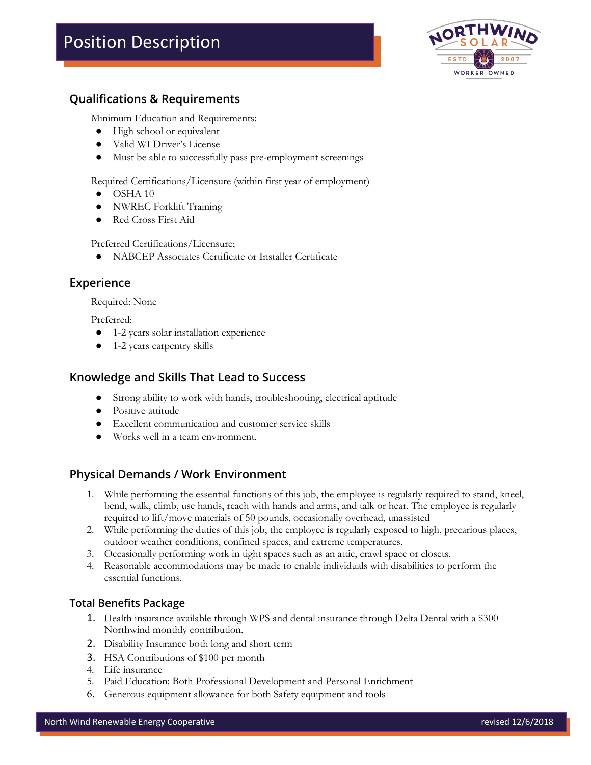# Position Description

## Qualifications & Requirements

Minimum Education and Requirements:

- High school or equivalent
- Valid WI Driver's License
- Must be able to successfully pass pre-employment screenings

Required Certifications/Licensure (within first year of employment)

- OSHA 10
- NWREC Forklift Training
- Red Cross First Aid

Preferred Certifications/Licensure;

- NABCEP Associates Certificate or Installer Certificate

## Experience

Required: None

Preferred:

- 1-2 years solar installation experience
- 1-2 years carpentry skills

## Knowledge and Skills That Lead to Success

- Strong ability to work with hands, troubleshooting, electrical aptitude
- Positive attitude
- Excellent communication and customer service skills
- Works well in a team environment.

## Physical Demands / Work Environment

1. While performing the essential functions of this job, the employee is regularly required to stand, kneel, bend, walk, climb, use hands, reach with hands and arms, and talk or hear. The employee is regularly required to lift/move materials of 50 pounds, occasionally overhead, unassisted
2. While performing the duties of this job, the employee is regularly exposed to high, precarious places, outdoor weather conditions, confined spaces, and extreme temperatures.
3. Occasionally performing work in tight spaces such as an attic, crawl space or closets.
4. Reasonable accommodations may be made to enable individuals with disabilities to perform the essential functions.

### Total Benefits Package

1. Health insurance available through WPS and dental insurance through Delta Dental with a $300 Northwind monthly contribution.
2. Disability Insurance both long and short term
3. HSA Contributions of $100 per month
4. Life insurance
5. Paid Education: Both Professional Development and Personal Enrichment
6. Generous equipment allowance for both Safety equipment and tools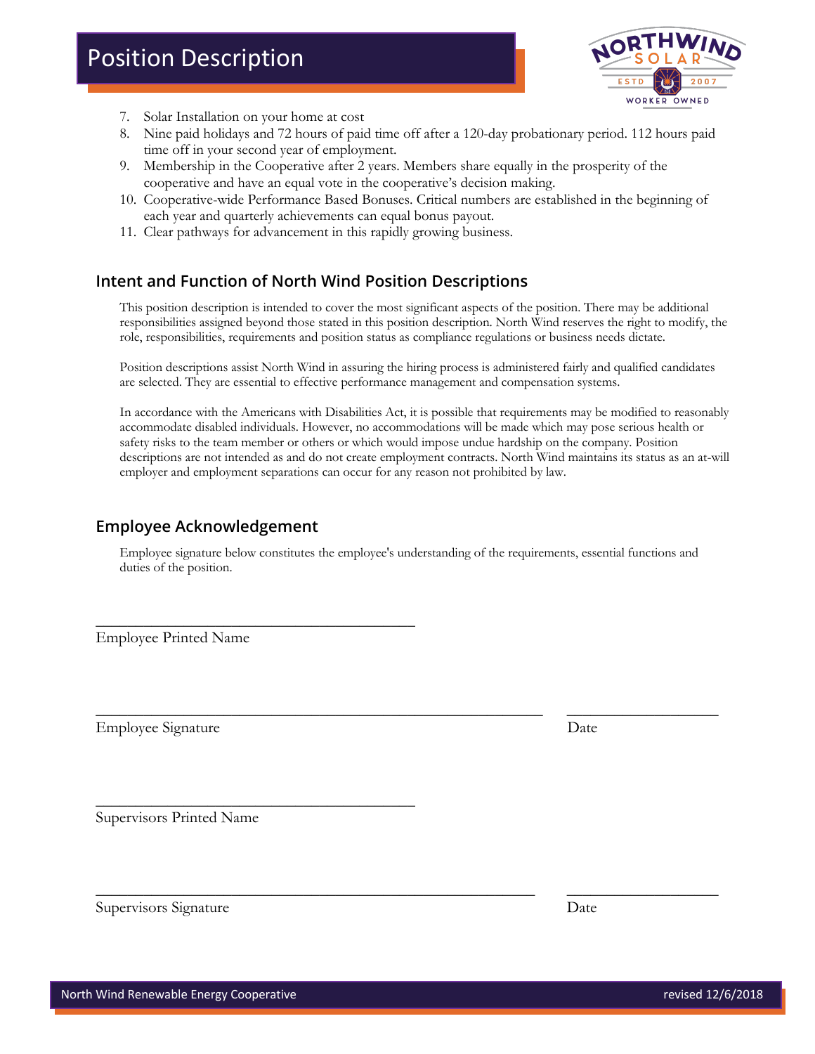7. Solar Installation on your home at cost
8. Nine paid holidays and 72 hours of paid time off after a 120-day probationary period. 112 hours paid time off in your second year of employment.
9. Membership in the Cooperative after 2 years. Members share equally in the prosperity of the cooperative and have an equal vote in the cooperative's decision making.
10. Cooperative-wide Performance Based Bonuses. Critical numbers are established in the beginning of each year and quarterly achievements can equal bonus payout.
11. Clear pathways for advancement in this rapidly growing business.

## Intent and Function of North Wind Position Descriptions

This position description is intended to cover the most significant aspects of the position. There may be additional responsibilities assigned beyond those stated in this position description. North Wind reserves the right to modify, the role, responsibilities, requirements and position status as compliance regulations or business needs dictate.

Position descriptions assist North Wind in assuring the hiring process is administered fairly and qualified candidates are selected. They are essential to effective performance management and compensation systems.

In accordance with the Americans with Disabilities Act, it is possible that requirements may be modified to reasonably accommodate disabled individuals. However, no accommodations will be made which may pose serious health or safety risks to the team member or others or which would impose undue hardship on the company. Position descriptions are not intended as and do not create employment contracts. North Wind maintains its status as an at-will employer and employment separations can occur for any reason not prohibited by law.

## Employee Acknowledgement

Employee signature below constitutes the employee's understanding of the requirements, essential functions and duties of the position.

\_\_\_\_\_\_\_\_\_\_\_\_\_\_\_\_\_\_\_\_\_\_\_\_\_\_\_\_\_\_\_\_\_\_\_\_\_\_\_\_
Employee Printed Name

\_\_\_\_\_\_\_\_\_\_\_\_\_\_\_\_\_\_\_\_\_\_\_\_\_\_\_\_\_\_\_\_\_\_\_\_\_\_\_\_\_\_\_\_\_\_\_\_\_\_\_\_\_\_\_\_ \_\_\_\_\_\_\_\_\_\_\_\_\_\_\_\_\_\_\_\_
Employee Signature Date

\_\_\_\_\_\_\_\_\_\_\_\_\_\_\_\_\_\_\_\_\_\_\_\_\_\_\_\_\_\_\_\_\_\_\_\_\_\_\_\_
Supervisors Printed Name

\_\_\_\_\_\_\_\_\_\_\_\_\_\_\_\_\_\_\_\_\_\_\_\_\_\_\_\_\_\_\_\_\_\_\_\_\_\_\_\_\_\_\_\_\_\_\_\_\_\_\_\_\_\_\_\_ \_\_\_\_\_\_\_\_\_\_\_\_\_\_\_\_\_\_\_\_
Supervisors Signature Date